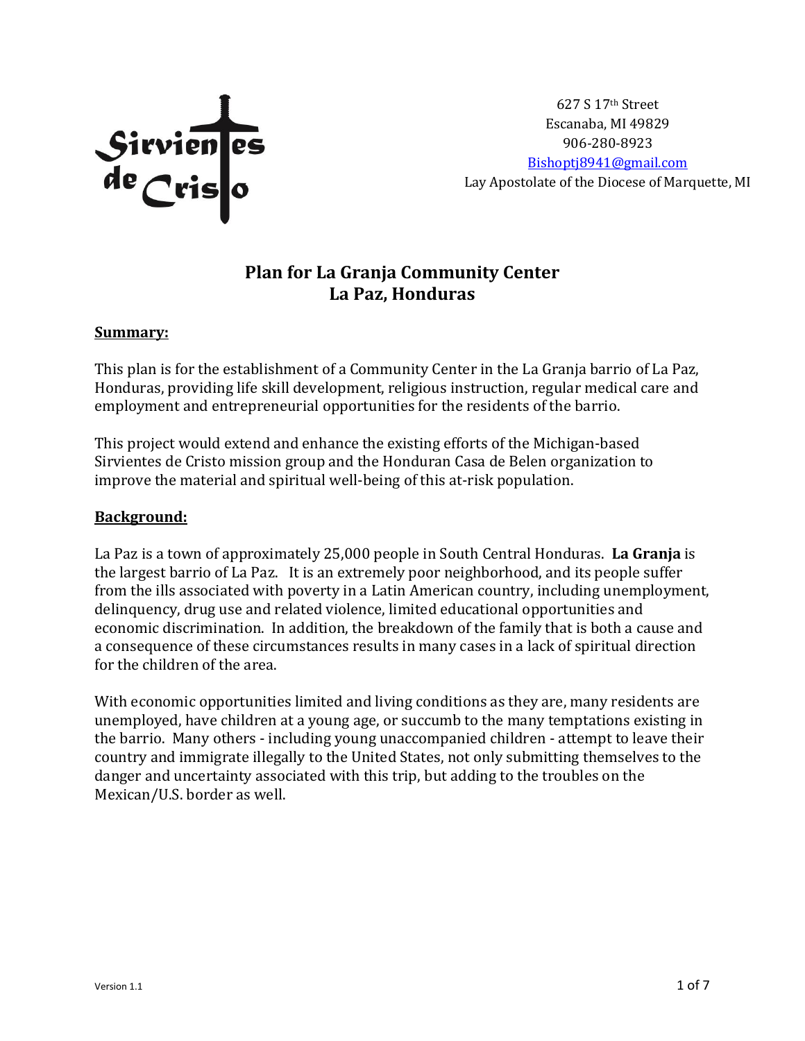Sirvientes de Cristo

627 S 17th Street
Escanaba, MI 49829
906-280-8923
Bishoptj8941@gmail.com
Lay Apostolate of the Diocese of Marquette, MI

# Plan for La Granja Community Center
# La Paz, Honduras

## Summary:

This plan is for the establishment of a Community Center in the La Granja barrio of La Paz, Honduras, providing life skill development, religious instruction, regular medical care and employment and entrepreneurial opportunities for the residents of the barrio.

This project would extend and enhance the existing efforts of the Michigan-based Sirvientes de Cristo mission group and the Honduran Casa de Belen organization to improve the material and spiritual well-being of this at-risk population.

## Background:

La Paz is a town of approximately 25,000 people in South Central Honduras. **La Granja** is the largest barrio of La Paz. It is an extremely poor neighborhood, and its people suffer from the ills associated with poverty in a Latin American country, including unemployment, delinquency, drug use and related violence, limited educational opportunities and economic discrimination. In addition, the breakdown of the family that is both a cause and a consequence of these circumstances results in many cases in a lack of spiritual direction for the children of the area.

With economic opportunities limited and living conditions as they are, many residents are unemployed, have children at a young age, or succumb to the many temptations existing in the barrio. Many others - including young unaccompanied children - attempt to leave their country and immigrate illegally to the United States, not only submitting themselves to the danger and uncertainty associated with this trip, but adding to the troubles on the Mexican/U.S. border as well.

Version 1.1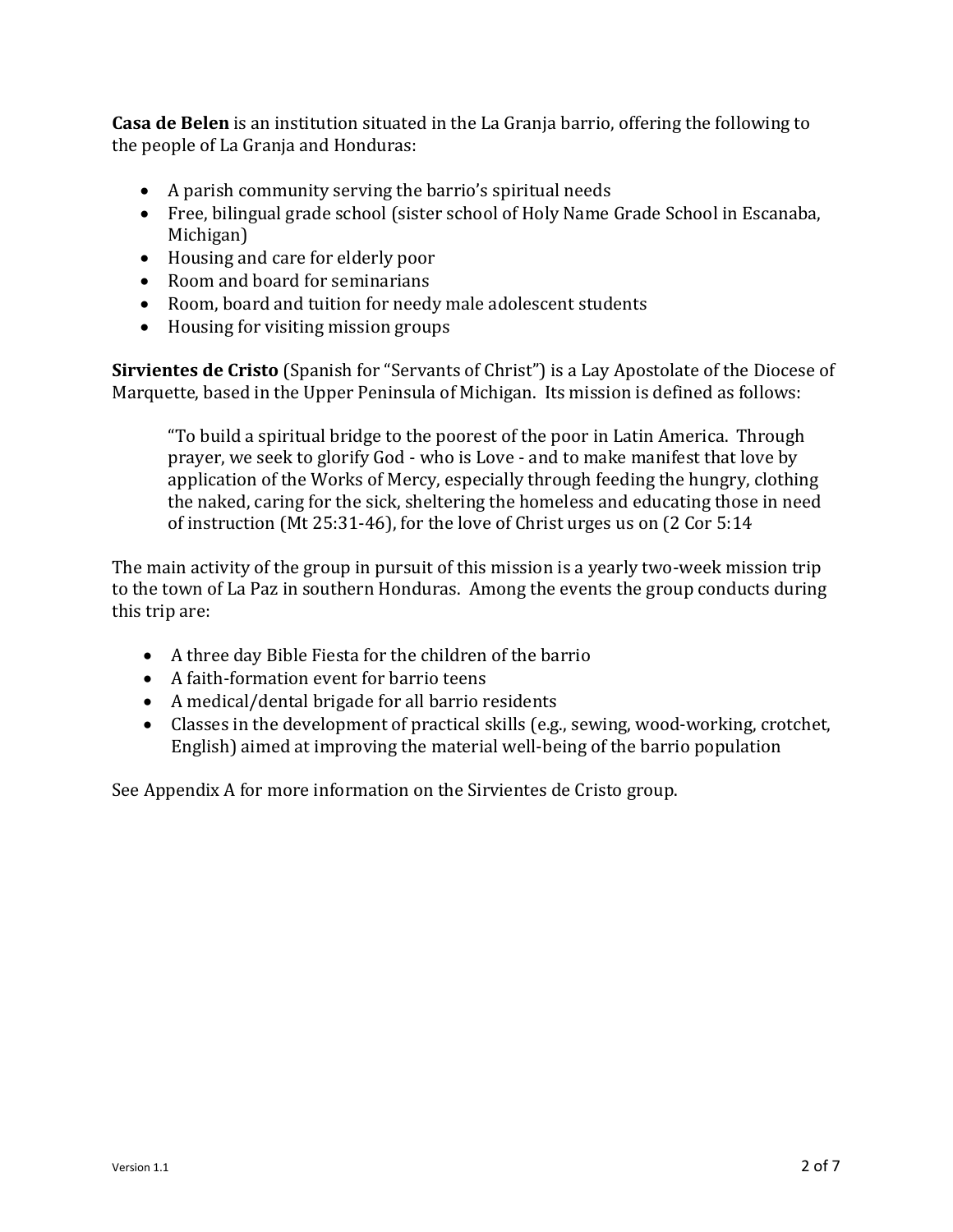**Casa de Belen** is an institution situated in the La Granja barrio, offering the following to the people of La Granja and Honduras:

- A parish community serving the barrio's spiritual needs
- Free, bilingual grade school (sister school of Holy Name Grade School in Escanaba, Michigan)
- Housing and care for elderly poor
- Room and board for seminarians
- Room, board and tuition for needy male adolescent students
- Housing for visiting mission groups

**Sirvientes de Cristo** (Spanish for "Servants of Christ") is a Lay Apostolate of the Diocese of Marquette, based in the Upper Peninsula of Michigan. Its mission is defined as follows:

> "To build a spiritual bridge to the poorest of the poor in Latin America. Through prayer, we seek to glorify God - who is Love - and to make manifest that love by application of the Works of Mercy, especially through feeding the hungry, clothing the naked, caring for the sick, sheltering the homeless and educating those in need of instruction (Mt 25:31-46), for the love of Christ urges us on (2 Cor 5:14

The main activity of the group in pursuit of this mission is a yearly two-week mission trip to the town of La Paz in southern Honduras. Among the events the group conducts during this trip are:

- A three day Bible Fiesta for the children of the barrio
- A faith-formation event for barrio teens
- A medical/dental brigade for all barrio residents
- Classes in the development of practical skills (e.g., sewing, wood-working, crotchet, English) aimed at improving the material well-being of the barrio population

See Appendix A for more information on the Sirvientes de Cristo group.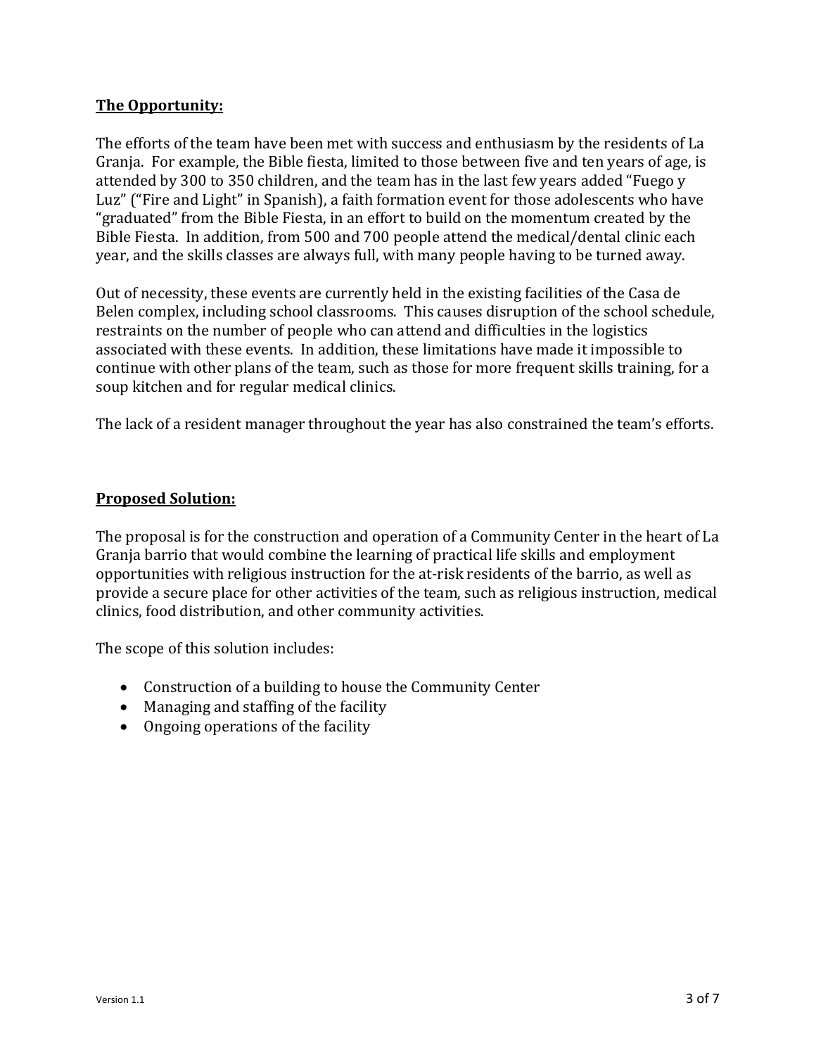**The Opportunity:**

The efforts of the team have been met with success and enthusiasm by the residents of La Granja. For example, the Bible fiesta, limited to those between five and ten years of age, is attended by 300 to 350 children, and the team has in the last few years added "Fuego y Luz" ("Fire and Light" in Spanish), a faith formation event for those adolescents who have "graduated" from the Bible Fiesta, in an effort to build on the momentum created by the Bible Fiesta. In addition, from 500 and 700 people attend the medical/dental clinic each year, and the skills classes are always full, with many people having to be turned away.

Out of necessity, these events are currently held in the existing facilities of the Casa de Belen complex, including school classrooms. This causes disruption of the school schedule, restraints on the number of people who can attend and difficulties in the logistics associated with these events. In addition, these limitations have made it impossible to continue with other plans of the team, such as those for more frequent skills training, for a soup kitchen and for regular medical clinics.

The lack of a resident manager throughout the year has also constrained the team's efforts.

**Proposed Solution:**

The proposal is for the construction and operation of a Community Center in the heart of La Granja barrio that would combine the learning of practical life skills and employment opportunities with religious instruction for the at-risk residents of the barrio, as well as provide a secure place for other activities of the team, such as religious instruction, medical clinics, food distribution, and other community activities.

The scope of this solution includes:

- Construction of a building to house the Community Center
- Managing and staffing of the facility
- Ongoing operations of the facility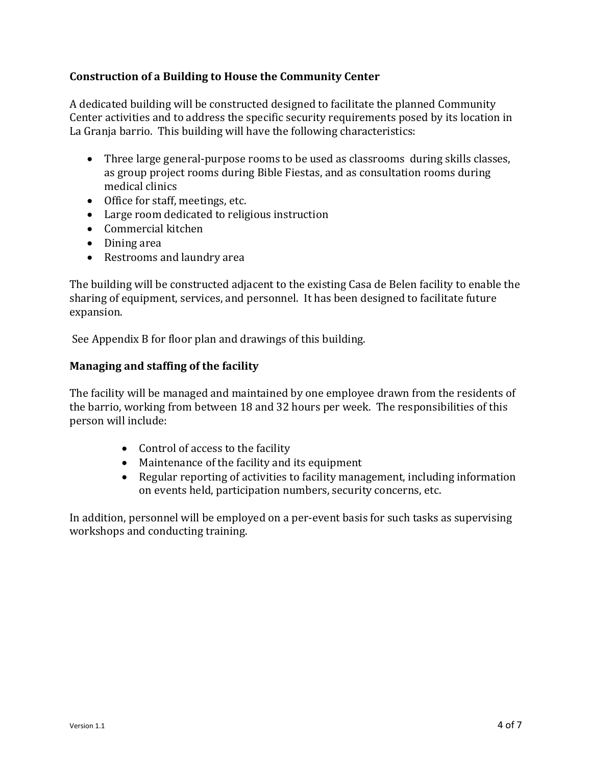### Construction of a Building to House the Community Center

A dedicated building will be constructed designed to facilitate the planned Community Center activities and to address the specific security requirements posed by its location in La Granja barrio. This building will have the following characteristics:

- Three large general-purpose rooms to be used as classrooms during skills classes, as group project rooms during Bible Fiestas, and as consultation rooms during medical clinics
- Office for staff, meetings, etc.
- Large room dedicated to religious instruction
- Commercial kitchen
- Dining area
- Restrooms and laundry area

The building will be constructed adjacent to the existing Casa de Belen facility to enable the sharing of equipment, services, and personnel. It has been designed to facilitate future expansion.

See Appendix B for floor plan and drawings of this building.

### Managing and staffing of the facility

The facility will be managed and maintained by one employee drawn from the residents of the barrio, working from between 18 and 32 hours per week. The responsibilities of this person will include:

- Control of access to the facility
- Maintenance of the facility and its equipment
- Regular reporting of activities to facility management, including information on events held, participation numbers, security concerns, etc.

In addition, personnel will be employed on a per-event basis for such tasks as supervising workshops and conducting training.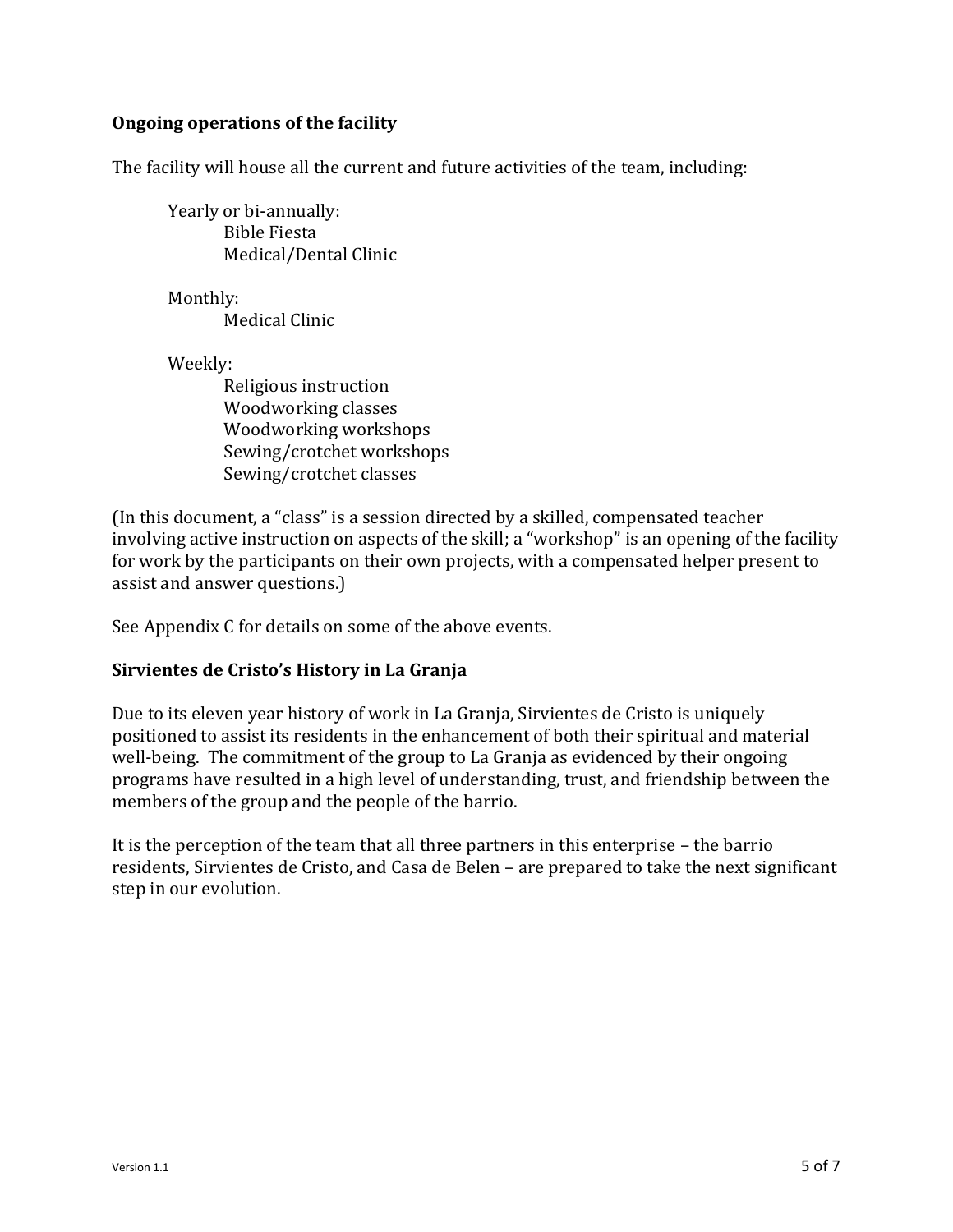**Ongoing operations of the facility**

The facility will house all the current and future activities of the team, including:

Yearly or bi-annually:

- Bible Fiesta
- Medical/Dental Clinic

Monthly:

- Medical Clinic

Weekly:

- Religious instruction
- Woodworking classes
- Woodworking workshops
- Sewing/crotchet workshops
- Sewing/crotchet classes

(In this document, a "class" is a session directed by a skilled, compensated teacher involving active instruction on aspects of the skill; a "workshop" is an opening of the facility for work by the participants on their own projects, with a compensated helper present to assist and answer questions.)

See Appendix C for details on some of the above events.

**Sirvientes de Cristo's History in La Granja**

Due to its eleven year history of work in La Granja, Sirvientes de Cristo is uniquely positioned to assist its residents in the enhancement of both their spiritual and material well-being. The commitment of the group to La Granja as evidenced by their ongoing programs have resulted in a high level of understanding, trust, and friendship between the members of the group and the people of the barrio.

It is the perception of the team that all three partners in this enterprise – the barrio residents, Sirvientes de Cristo, and Casa de Belen – are prepared to take the next significant step in our evolution.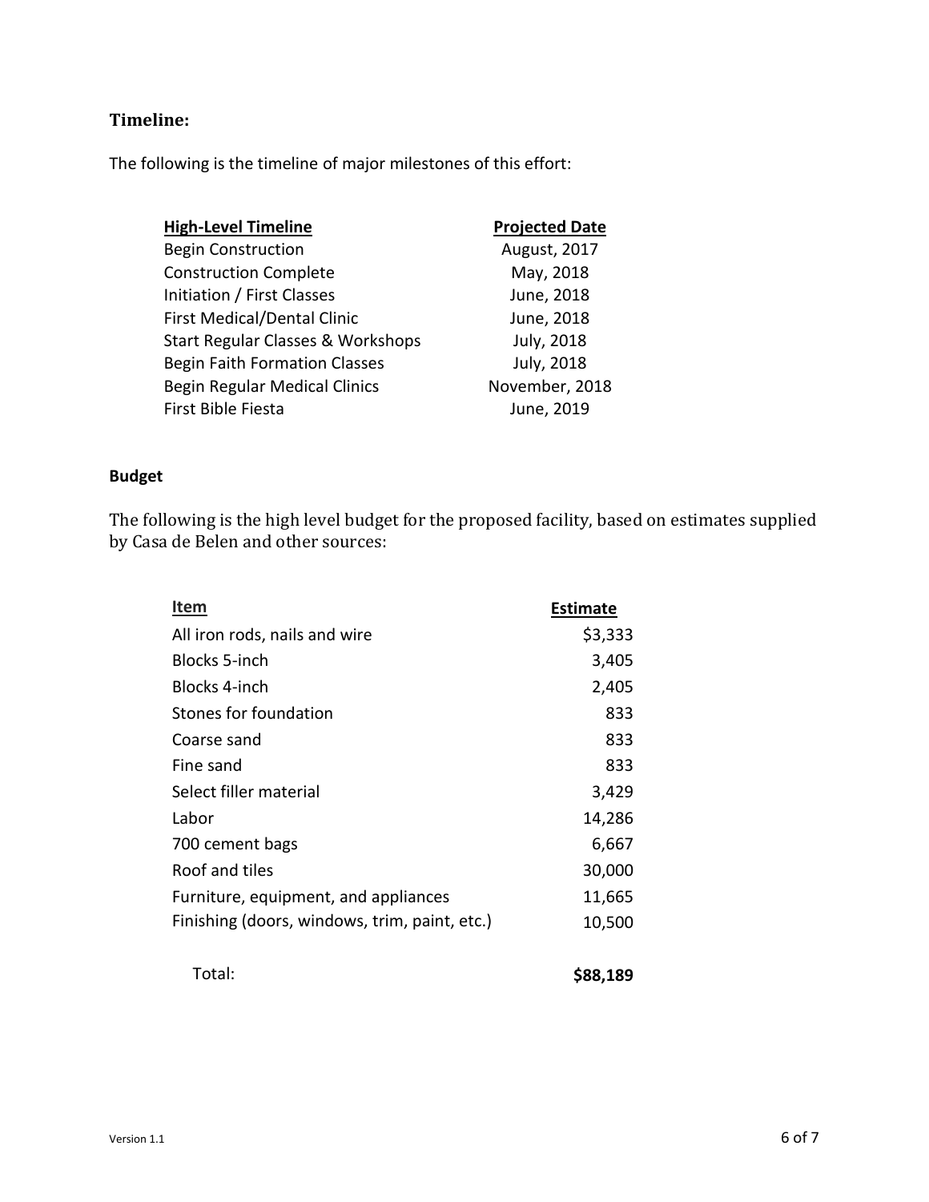## Timeline:

The following is the timeline of major milestones of this effort:

| High-Level Timeline | Projected Date |
|---|---|
| Begin Construction | August, 2017 |
| Construction Complete | May, 2018 |
| Initiation / First Classes | June, 2018 |
| First Medical/Dental Clinic | June, 2018 |
| Start Regular Classes & Workshops | July, 2018 |
| Begin Faith Formation Classes | July, 2018 |
| Begin Regular Medical Clinics | November, 2018 |
| First Bible Fiesta | June, 2019 |

### Budget

The following is the high level budget for the proposed facility, based on estimates supplied by Casa de Belen and other sources:

| Item | Estimate |
|---|---:|
| All iron rods, nails and wire | $3,333 |
| Blocks 5-inch | 3,405 |
| Blocks 4-inch | 2,405 |
| Stones for foundation | 833 |
| Coarse sand | 833 |
| Fine sand | 833 |
| Select filler material | 3,429 |
| Labor | 14,286 |
| 700 cement bags | 6,667 |
| Roof and tiles | 30,000 |
| Furniture, equipment, and appliances | 11,665 |
| Finishing (doors, windows, trim, paint, etc.) | 10,500 |
| Total: | **$88,189** |

Version 1.1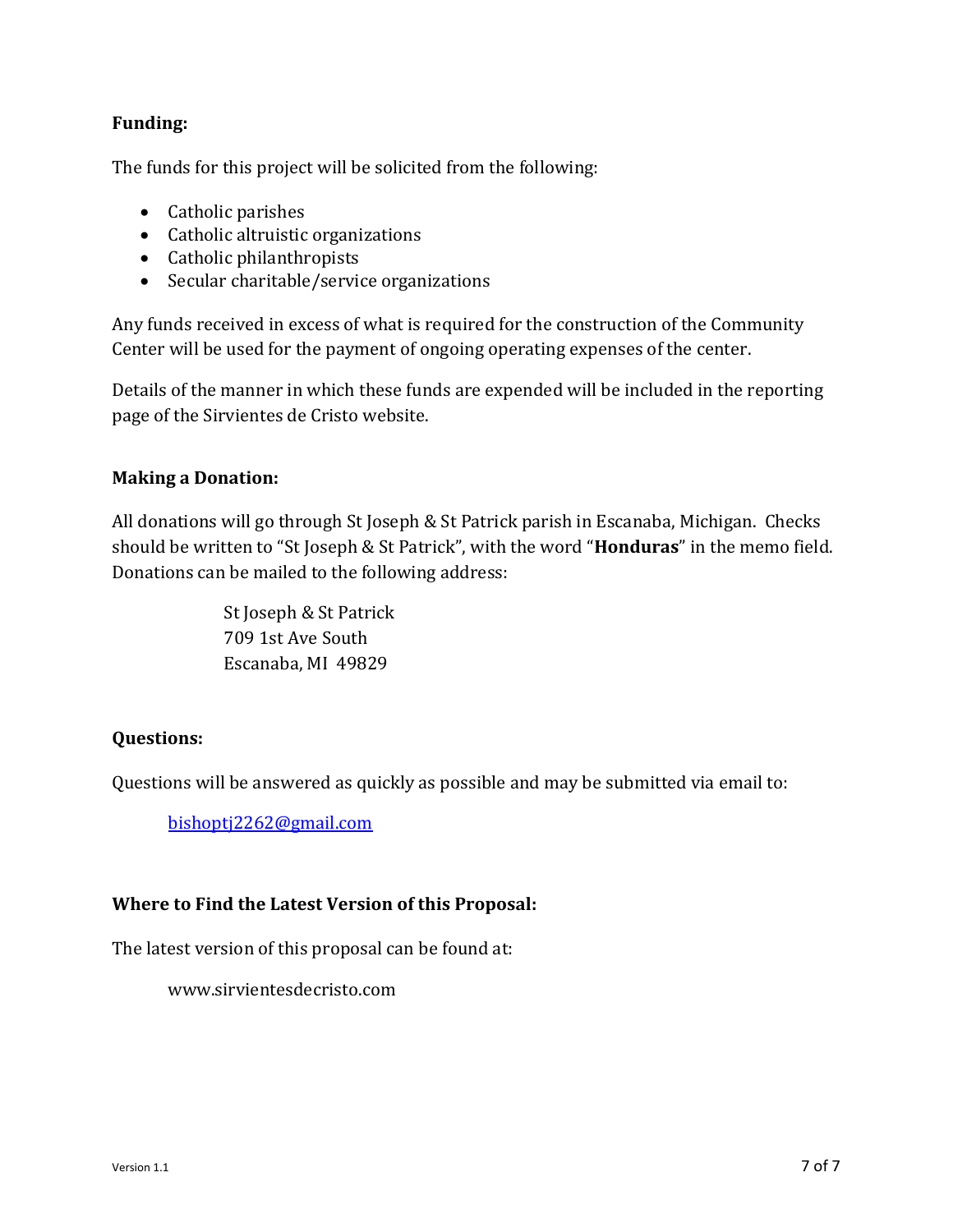**Funding:**

The funds for this project will be solicited from the following:

- Catholic parishes
- Catholic altruistic organizations
- Catholic philanthropists
- Secular charitable/service organizations

Any funds received in excess of what is required for the construction of the Community Center will be used for the payment of ongoing operating expenses of the center.

Details of the manner in which these funds are expended will be included in the reporting page of the Sirvientes de Cristo website.

**Making a Donation:**

All donations will go through St Joseph & St Patrick parish in Escanaba, Michigan. Checks should be written to "St Joseph & St Patrick", with the word "**Honduras**" in the memo field. Donations can be mailed to the following address:

St Joseph & St Patrick
709 1st Ave South
Escanaba, MI 49829

**Questions:**

Questions will be answered as quickly as possible and may be submitted via email to:

bishoptj2262@gmail.com

**Where to Find the Latest Version of this Proposal:**

The latest version of this proposal can be found at:

www.sirvientesdecristo.com

Version 1.1